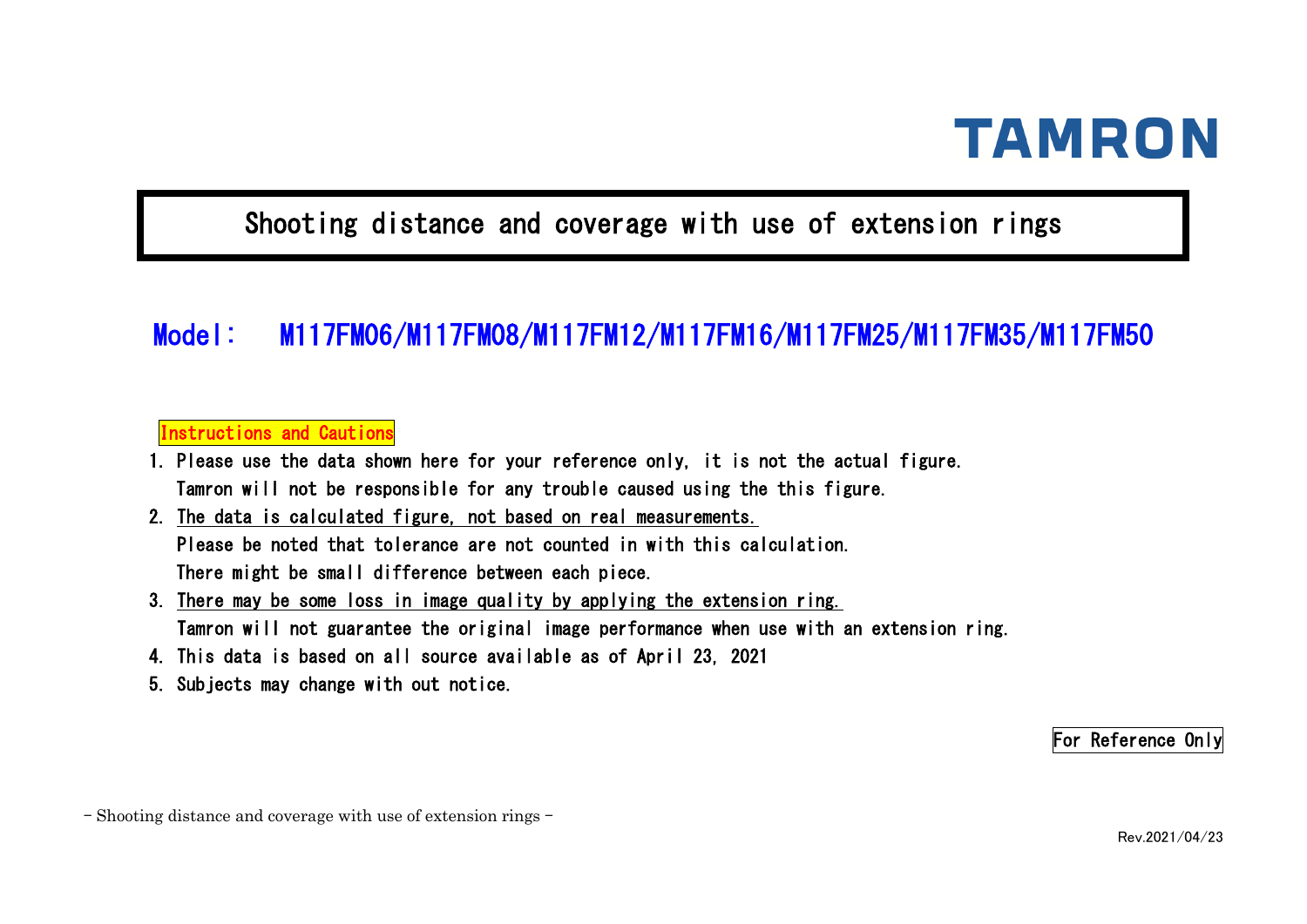TAMRON

# Shooting distance and coverage with use of extension rings

## Model:　M117FM06/M117FM08/M117FM12/M117FM16/M117FM25/M117FM35/M117FM50

**Instructions and Cautions**

1. Please use the data shown here for your reference only, it is not the actual figure.
   Tamron will not be responsible for any trouble caused using the this figure.
2. The data is calculated figure, not based on real measurements.
   Please be noted that tolerance are not counted in with this calculation.
   There might be small difference between each piece.
3. There may be some loss in image quality by applying the extension ring.
   Tamron will not guarantee the original image performance when use with an extension ring.
4. This data is based on all source available as of April 23, 2021
5. Subjects may change with out notice.

For Reference Only

Rev.2021/04/23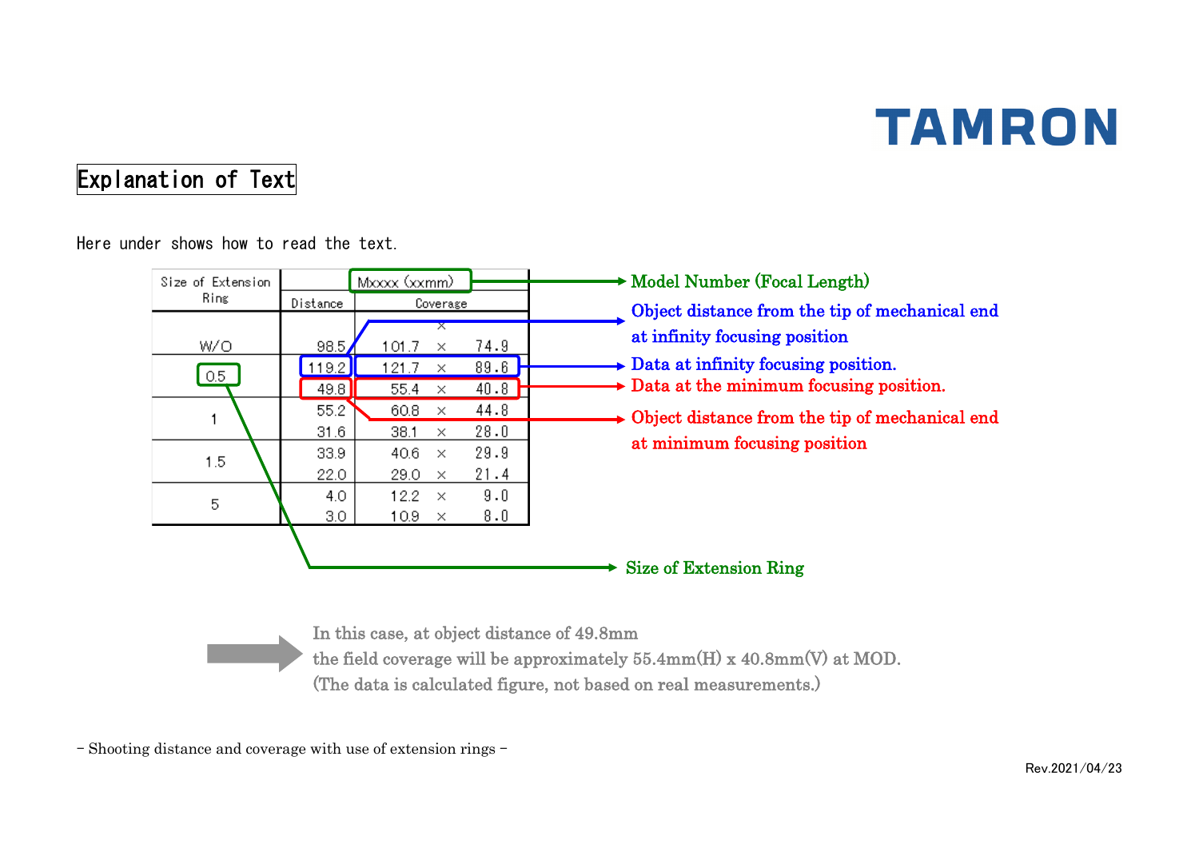TAMRON

# Explanation of Text

Here under shows how to read the text.

| Size of Extension Ring | Mxxxx (xxmm) | | | |
|---|---|---|---|---|
| | Distance | Coverage | | |
| | | | × | |
| W/O | 98.5 | 101.7 | × | 74.9 |
| 0.5 | 119.2 | 121.7 | × | 89.6 |
| | 49.8 | 55.4 | × | 40.8 |
| 1 | 55.2 | 60.8 | × | 44.8 |
| | 31.6 | 38.1 | × | 28.0 |
| 1.5 | 33.9 | 40.6 | × | 29.9 |
| | 22.0 | 29.0 | × | 21.4 |
| 5 | 4.0 | 12.2 | × | 9.0 |
| | 3.0 | 10.9 | × | 8.0 |

- Mxxxx (xxmm) → Model Number (Focal Length)
- W/O distance (98.5) → Object distance from the tip of mechanical end at infinity focusing position
- 119.2 / 121.7 × 89.6 → Data at infinity focusing position.
- 55.4 × 40.8 → Data at the minimum focusing position.
- 49.8 → Object distance from the tip of mechanical end at minimum focusing position
- 0.5 → Size of Extension Ring

In this case, at object distance of 49.8mm
the field coverage will be approximately 55.4mm(H) x 40.8mm(V) at MOD.
(The data is calculated figure, not based on real measurements.)

－ Shooting distance and coverage with use of extension rings －

Rev.2021/04/23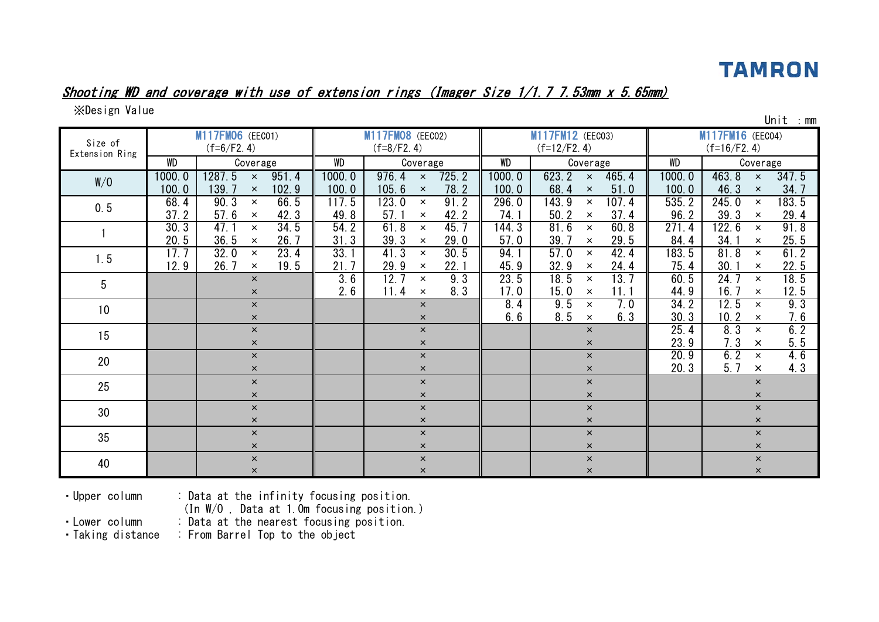TAMRON

## *Shooting WD and coverage with use of extension rings (Imager Size 1/1.7 7.53mm x 5.65mm)*

※Design Value

Unit ：mm

| Size of Extension Ring | M117FM06 (EEC01) (f=6/F2.4) | | M117FM08 (EEC02) (f=8/F2.4) | | M117FM12 (EEC03) (f=12/F2.4) | | M117FM16 (EEC04) (f=16/F2.4) | |
|---|---|---|---|---|---|---|---|---|
| | WD | Coverage | WD | Coverage | WD | Coverage | WD | Coverage |
| W/O | 1000.0 | 1287.5 × 951.4 | 1000.0 | 976.4 × 725.2 | 1000.0 | 623.2 × 465.4 | 1000.0 | 463.8 × 347.5 |
| | 100.0 | 139.7 × 102.9 | 100.0 | 105.6 × 78.2 | 100.0 | 68.4 × 51.0 | 100.0 | 46.3 × 34.7 |
| 0.5 | 68.4 | 90.3 × 66.5 | 117.5 | 123.0 × 91.2 | 296.0 | 143.9 × 107.4 | 535.2 | 245.0 × 183.5 |
| | 37.2 | 57.6 × 42.3 | 49.8 | 57.1 × 42.2 | 74.1 | 50.2 × 37.4 | 96.2 | 39.3 × 29.4 |
| 1 | 30.3 | 47.1 × 34.5 | 54.2 | 61.8 × 45.7 | 144.3 | 81.6 × 60.8 | 271.4 | 122.6 × 91.8 |
| | 20.5 | 36.5 × 26.7 | 31.3 | 39.3 × 29.0 | 57.0 | 39.7 × 29.5 | 84.4 | 34.1 × 25.5 |
| 1.5 | 17.7 | 32.0 × 23.4 | 33.1 | 41.3 × 30.5 | 94.1 | 57.0 × 42.4 | 183.5 | 81.8 × 61.2 |
| | 12.9 | 26.7 × 19.5 | 21.7 | 29.9 × 22.1 | 45.9 | 32.9 × 24.4 | 75.4 | 30.1 × 22.5 |
| 5 | | × | 3.6 | 12.7 × 9.3 | 23.5 | 18.5 × 13.7 | 60.5 | 24.7 × 18.5 |
| | | × | 2.6 | 11.4 × 8.3 | 17.0 | 15.0 × 11.1 | 44.9 | 16.7 × 12.5 |
| 10 | | × | | × | 8.4 | 9.5 × 7.0 | 34.2 | 12.5 × 9.3 |
| | | × | | × | 6.6 | 8.5 × 6.3 | 30.3 | 10.2 × 7.6 |
| 15 | | × | | × | | × | 25.4 | 8.3 × 6.2 |
| | | × | | × | | × | 23.9 | 7.3 × 5.5 |
| 20 | | × | | × | | × | 20.9 | 6.2 × 4.6 |
| | | × | | × | | × | 20.3 | 5.7 × 4.3 |
| 25 | | × | | × | | × | | × |
| | | × | | × | | × | | × |
| 30 | | × | | × | | × | | × |
| | | × | | × | | × | | × |
| 35 | | × | | × | | × | | × |
| | | × | | × | | × | | × |
| 40 | | × | | × | | × | | × |
| | | × | | × | | × | | × |

- Upper column : Data at the infinity focusing position. (In W/O , Data at 1.0m focusing position.)
- Lower column : Data at the nearest focusing position.
- Taking distance : From Barrel Top to the object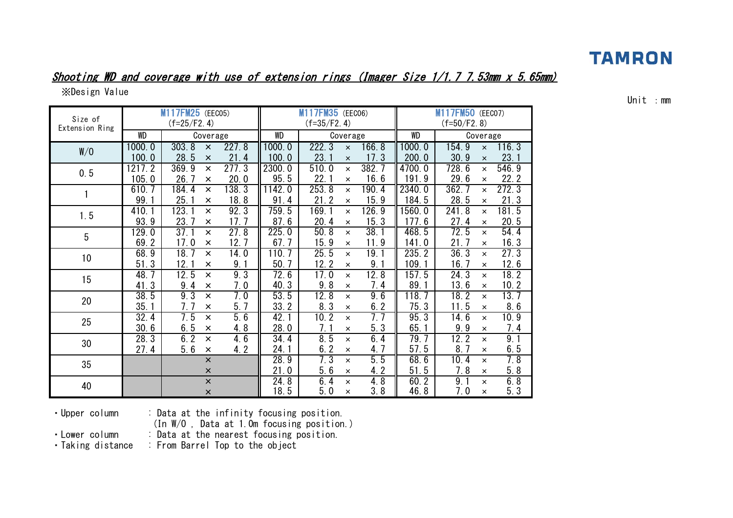TAMRON

## *Shooting WD and coverage with use of extension rings (Imager Size 1/1.7 7.53mm x 5.65mm)*

※Design Value

Unit ：mm

| Size of Extension Ring | M117FM25 (EEC05) (f=25/F2.4) | | M117FM35 (EEC06) (f=35/F2.4) | | M117FM50 (EEC07) (f=50/F2.8) | |
|---|---|---|---|---|---|---|
| | WD | Coverage | WD | Coverage | WD | Coverage |
| W/0 | 1000.0 | 303.8 × 227.8 | 1000.0 | 222.3 × 166.8 | 1000.0 | 154.9 × 116.3 |
| | 100.0 | 28.5 × 21.4 | 100.0 | 23.1 × 17.3 | 200.0 | 30.9 × 23.1 |
| 0.5 | 1217.2 | 369.9 × 277.3 | 2300.0 | 510.0 × 382.7 | 4700.0 | 728.6 × 546.9 |
| | 105.0 | 26.7 × 20.0 | 95.5 | 22.1 × 16.6 | 191.9 | 29.6 × 22.2 |
| 1 | 610.7 | 184.4 × 138.3 | 1142.0 | 253.8 × 190.4 | 2340.0 | 362.7 × 272.3 |
| | 99.1 | 25.1 × 18.8 | 91.4 | 21.2 × 15.9 | 184.5 | 28.5 × 21.3 |
| 1.5 | 410.1 | 123.1 × 92.3 | 759.5 | 169.1 × 126.9 | 1560.0 | 241.8 × 181.5 |
| | 93.9 | 23.7 × 17.7 | 87.6 | 20.4 × 15.3 | 177.6 | 27.4 × 20.5 |
| 5 | 129.0 | 37.1 × 27.8 | 225.0 | 50.8 × 38.1 | 468.5 | 72.5 × 54.4 |
| | 69.2 | 17.0 × 12.7 | 67.7 | 15.9 × 11.9 | 141.0 | 21.7 × 16.3 |
| 10 | 68.9 | 18.7 × 14.0 | 110.7 | 25.5 × 19.1 | 235.2 | 36.3 × 27.3 |
| | 51.3 | 12.1 × 9.1 | 50.7 | 12.2 × 9.1 | 109.1 | 16.7 × 12.6 |
| 15 | 48.7 | 12.5 × 9.3 | 72.6 | 17.0 × 12.8 | 157.5 | 24.3 × 18.2 |
| | 41.3 | 9.4 × 7.0 | 40.3 | 9.8 × 7.4 | 89.1 | 13.6 × 10.2 |
| 20 | 38.5 | 9.3 × 7.0 | 53.5 | 12.8 × 9.6 | 118.7 | 18.2 × 13.7 |
| | 35.1 | 7.7 × 5.7 | 33.2 | 8.3 × 6.2 | 75.3 | 11.5 × 8.6 |
| 25 | 32.4 | 7.5 × 5.6 | 42.1 | 10.2 × 7.7 | 95.3 | 14.6 × 10.9 |
| | 30.6 | 6.5 × 4.8 | 28.0 | 7.1 × 5.3 | 65.1 | 9.9 × 7.4 |
| 30 | 28.3 | 6.2 × 4.6 | 34.4 | 8.5 × 6.4 | 79.7 | 12.2 × 9.1 |
| | 27.4 | 5.6 × 4.2 | 24.1 | 6.2 × 4.7 | 57.5 | 8.7 × 6.5 |
| 35 | | × | 28.9 | 7.3 × 5.5 | 68.6 | 10.4 × 7.8 |
| | | × | 21.0 | 5.6 × 4.2 | 51.5 | 7.8 × 5.8 |
| 40 | | × | 24.8 | 6.4 × 4.8 | 60.2 | 9.1 × 6.8 |
| | | × | 18.5 | 5.0 × 3.8 | 46.8 | 7.0 × 5.3 |

- Upper column : Data at the infinity focusing position. (In W/0 , Data at 1.0m focusing position.)
- Lower column : Data at the nearest focusing position.
- Taking distance : From Barrel Top to the object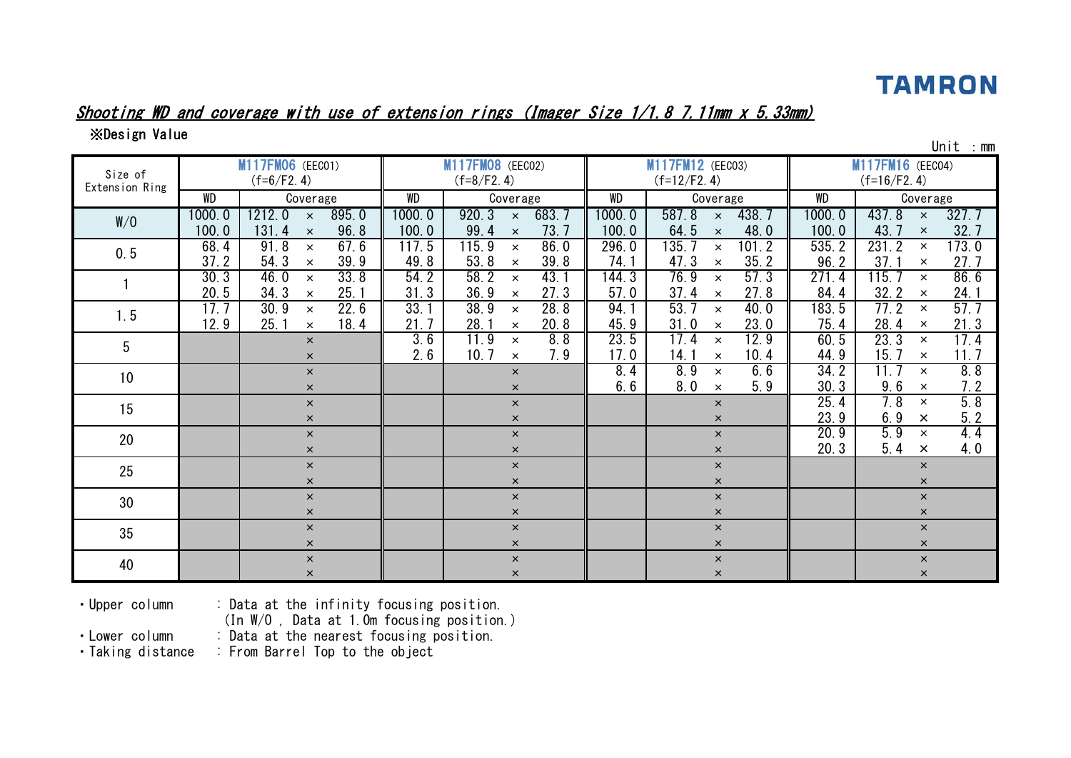TAMRON

## *Shooting WD and coverage with use of extension rings (Imager Size 1/1.8 7.11mm x 5.33mm)*

※Design Value

Unit : mm

| Size of Extension Ring | M117FM06 (EEC01) (f=6/F2.4) | | M117FM08 (EEC02) (f=8/F2.4) | | M117FM12 (EEC03) (f=12/F2.4) | | M117FM16 (EEC04) (f=16/F2.4) | |
|---|---|---|---|---|---|---|---|---|
| | WD | Coverage | WD | Coverage | WD | Coverage | WD | Coverage |
| W/O | 1000.0 | 1212.0 × 895.0 | 1000.0 | 920.3 × 683.7 | 1000.0 | 587.8 × 438.7 | 1000.0 | 437.8 × 327.7 |
| | 100.0 | 131.4 × 96.8 | 100.0 | 99.4 × 73.7 | 100.0 | 64.5 × 48.0 | 100.0 | 43.7 × 32.7 |
| 0.5 | 68.4 | 91.8 × 67.6 | 117.5 | 115.9 × 86.0 | 296.0 | 135.7 × 101.2 | 535.2 | 231.2 × 173.0 |
| | 37.2 | 54.3 × 39.9 | 49.8 | 53.8 × 39.8 | 74.1 | 47.3 × 35.2 | 96.2 | 37.1 × 27.7 |
| 1 | 30.3 | 46.0 × 33.8 | 54.2 | 58.2 × 43.1 | 144.3 | 76.9 × 57.3 | 271.4 | 115.7 × 86.6 |
| | 20.5 | 34.3 × 25.1 | 31.3 | 36.9 × 27.3 | 57.0 | 37.4 × 27.8 | 84.4 | 32.2 × 24.1 |
| 1.5 | 17.7 | 30.9 × 22.6 | 33.1 | 38.9 × 28.8 | 94.1 | 53.7 × 40.0 | 183.5 | 77.2 × 57.7 |
| | 12.9 | 25.1 × 18.4 | 21.7 | 28.1 × 20.8 | 45.9 | 31.0 × 23.0 | 75.4 | 28.4 × 21.3 |
| 5 | | × | 3.6 | 11.9 × 8.8 | 23.5 | 17.4 × 12.9 | 60.5 | 23.3 × 17.4 |
| | | × | 2.6 | 10.7 × 7.9 | 17.0 | 14.1 × 10.4 | 44.9 | 15.7 × 11.7 |
| 10 | | × | | × | 8.4 | 8.9 × 6.6 | 34.2 | 11.7 × 8.8 |
| | | × | | × | 6.6 | 8.0 × 5.9 | 30.3 | 9.6 × 7.2 |
| 15 | | × | | × | | × | 25.4 | 7.8 × 5.8 |
| | | × | | × | | × | 23.9 | 6.9 × 5.2 |
| 20 | | × | | × | | × | 20.9 | 5.9 × 4.4 |
| | | × | | × | | × | 20.3 | 5.4 × 4.0 |
| 25 | | × | | × | | × | | × |
| | | × | | × | | × | | × |
| 30 | | × | | × | | × | | × |
| | | × | | × | | × | | × |
| 35 | | × | | × | | × | | × |
| | | × | | × | | × | | × |
| 40 | | × | | × | | × | | × |
| | | × | | × | | × | | × |

- Upper column : Data at the infinity focusing position. (In W/0 , Data at 1.0m focusing position.)
- Lower column : Data at the nearest focusing position.
- Taking distance : From Barrel Top to the object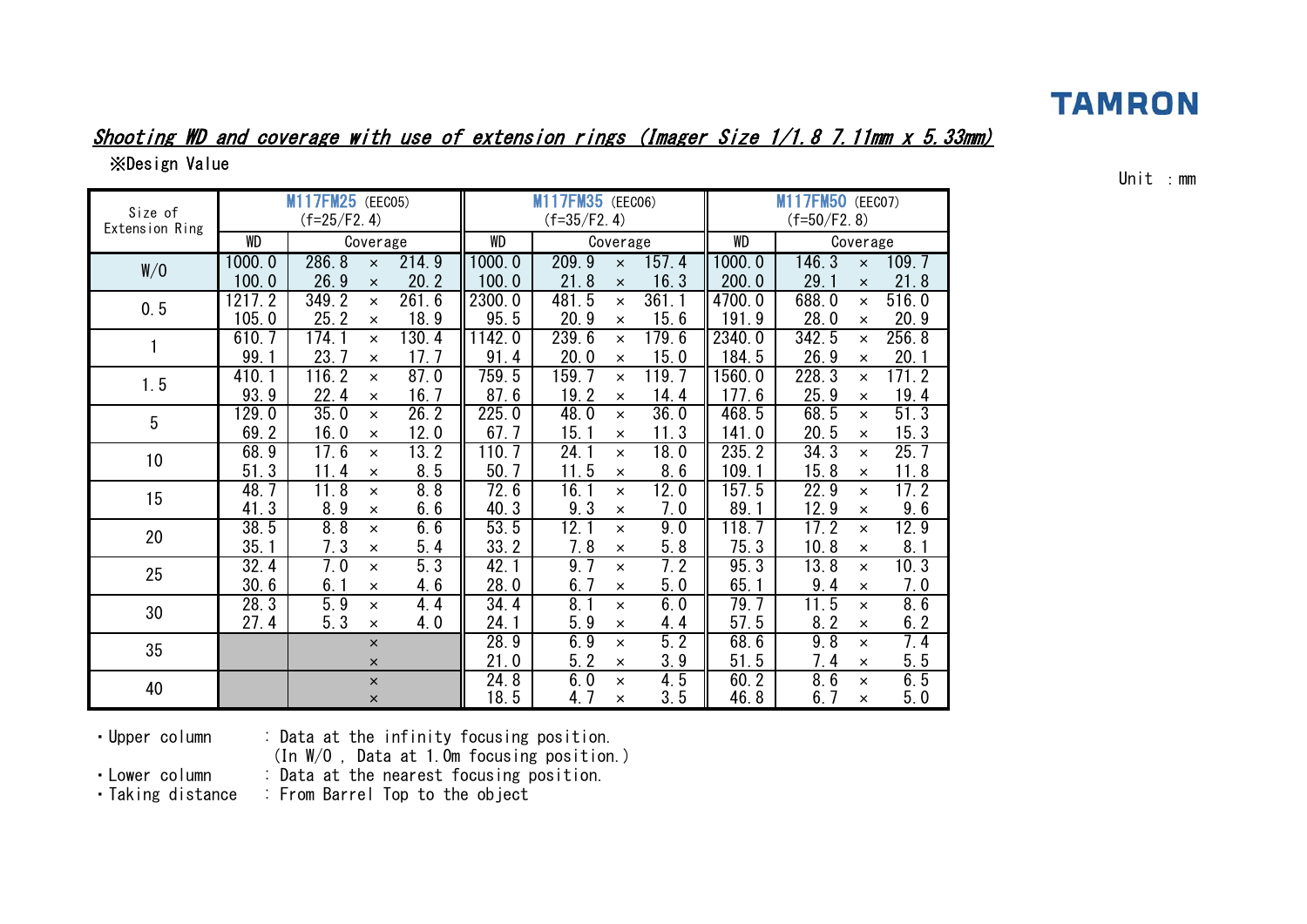TAMRON

## *Shooting WD and coverage with use of extension rings (Imager Size 1/1.8 7.11mm x 5.33mm)*

※Design Value

Unit ：mm

| Size of Extension Ring | M117FM25 (EEC05) (f=25/F2.4) | | M117FM35 (EEC06) (f=35/F2.4) | | M117FM50 (EEC07) (f=50/F2.8) | |
|---|---|---|---|---|---|---|
| | WD | Coverage | WD | Coverage | WD | Coverage |
| W/O | 1000.0 | 286.8 × 214.9 | 1000.0 | 209.9 × 157.4 | 1000.0 | 146.3 × 109.7 |
| | 100.0 | 26.9 × 20.2 | 100.0 | 21.8 × 16.3 | 200.0 | 29.1 × 21.8 |
| 0.5 | 1217.2 | 349.2 × 261.6 | 2300.0 | 481.5 × 361.1 | 4700.0 | 688.0 × 516.0 |
| | 105.0 | 25.2 × 18.9 | 95.5 | 20.9 × 15.6 | 191.9 | 28.0 × 20.9 |
| 1 | 610.7 | 174.1 × 130.4 | 1142.0 | 239.6 × 179.6 | 2340.0 | 342.5 × 256.8 |
| | 99.1 | 23.7 × 17.7 | 91.4 | 20.0 × 15.0 | 184.5 | 26.9 × 20.1 |
| 1.5 | 410.1 | 116.2 × 87.0 | 759.5 | 159.7 × 119.7 | 1560.0 | 228.3 × 171.2 |
| | 93.9 | 22.4 × 16.7 | 87.6 | 19.2 × 14.4 | 177.6 | 25.9 × 19.4 |
| 5 | 129.0 | 35.0 × 26.2 | 225.0 | 48.0 × 36.0 | 468.5 | 68.5 × 51.3 |
| | 69.2 | 16.0 × 12.0 | 67.7 | 15.1 × 11.3 | 141.0 | 20.5 × 15.3 |
| 10 | 68.9 | 17.6 × 13.2 | 110.7 | 24.1 × 18.0 | 235.2 | 34.3 × 25.7 |
| | 51.3 | 11.4 × 8.5 | 50.7 | 11.5 × 8.6 | 109.1 | 15.8 × 11.8 |
| 15 | 48.7 | 11.8 × 8.8 | 72.6 | 16.1 × 12.0 | 157.5 | 22.9 × 17.2 |
| | 41.3 | 8.9 × 6.6 | 40.3 | 9.3 × 7.0 | 89.1 | 12.9 × 9.6 |
| 20 | 38.5 | 8.8 × 6.6 | 53.5 | 12.1 × 9.0 | 118.7 | 17.2 × 12.9 |
| | 35.1 | 7.3 × 5.4 | 33.2 | 7.8 × 5.8 | 75.3 | 10.8 × 8.1 |
| 25 | 32.4 | 7.0 × 5.3 | 42.1 | 9.7 × 7.2 | 95.3 | 13.8 × 10.3 |
| | 30.6 | 6.1 × 4.6 | 28.0 | 6.7 × 5.0 | 65.1 | 9.4 × 7.0 |
| 30 | 28.3 | 5.9 × 4.4 | 34.4 | 8.1 × 6.0 | 79.7 | 11.5 × 8.6 |
| | 27.4 | 5.3 × 4.0 | 24.1 | 5.9 × 4.4 | 57.5 | 8.2 × 6.2 |
| 35 | | × | 28.9 | 6.9 × 5.2 | 68.6 | 9.8 × 7.4 |
| | | × | 21.0 | 5.2 × 3.9 | 51.5 | 7.4 × 5.5 |
| 40 | | × | 24.8 | 6.0 × 4.5 | 60.2 | 8.6 × 6.5 |
| | | × | 18.5 | 4.7 × 3.5 | 46.8 | 6.7 × 5.0 |

- Upper column : Data at the infinity focusing position. (In W/0 , Data at 1.0m focusing position.)
- Lower column : Data at the nearest focusing position.
- Taking distance : From Barrel Top to the object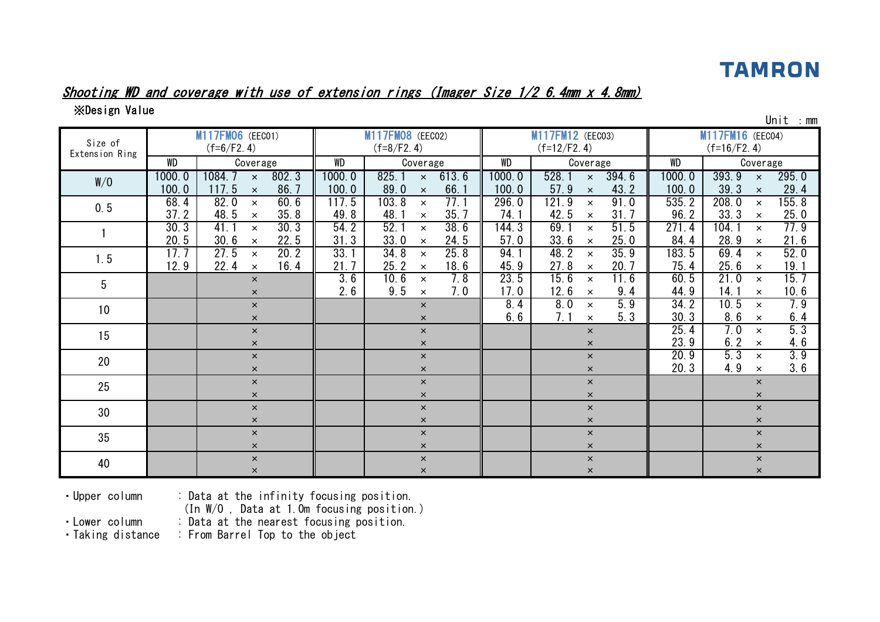TAMRON

## *Shooting WD and coverage with use of extension rings (Imager Size 1/2 6.4mm x 4.8mm)*

※Design Value

Unit : mm

| Size of Extension Ring | M117FM06 (EEC01) (f=6/F2.4) | | M117FM08 (EEC02) (f=8/F2.4) | | M117FM12 (EEC03) (f=12/F2.4) | | M117FM16 (EEC04) (f=16/F2.4) | |
|---|---|---|---|---|---|---|---|---|
| | WD | Coverage | WD | Coverage | WD | Coverage | WD | Coverage |
| W/O | 1000.0 | 1084.7 × 802.3 | 1000.0 | 825.1 × 613.6 | 1000.0 | 528.1 × 394.6 | 1000.0 | 393.9 × 295.0 |
| | 100.0 | 117.5 × 86.7 | 100.0 | 89.0 × 66.1 | 100.0 | 57.9 × 43.2 | 100.0 | 39.3 × 29.4 |
| 0.5 | 68.4 | 82.0 × 60.6 | 117.5 | 103.8 × 77.1 | 296.0 | 121.9 × 91.0 | 535.2 | 208.0 × 155.8 |
| | 37.2 | 48.5 × 35.8 | 49.8 | 48.1 × 35.7 | 74.1 | 42.5 × 31.7 | 96.2 | 33.3 × 25.0 |
| 1 | 30.3 | 41.1 × 30.3 | 54.2 | 52.1 × 38.6 | 144.3 | 69.1 × 51.5 | 271.4 | 104.1 × 77.9 |
| | 20.5 | 30.6 × 22.5 | 31.3 | 33.0 × 24.5 | 57.0 | 33.6 × 25.0 | 84.4 | 28.9 × 21.6 |
| 1.5 | 17.7 | 27.5 × 20.2 | 33.1 | 34.8 × 25.8 | 94.1 | 48.2 × 35.9 | 183.5 | 69.4 × 52.0 |
| | 12.9 | 22.4 × 16.4 | 21.7 | 25.2 × 18.6 | 45.9 | 27.8 × 20.7 | 75.4 | 25.6 × 19.1 |
| 5 | | × | 3.6 | 10.6 × 7.8 | 23.5 | 15.6 × 11.6 | 60.5 | 21.0 × 15.7 |
| | | × | 2.6 | 9.5 × 7.0 | 17.0 | 12.6 × 9.4 | 44.9 | 14.1 × 10.6 |
| 10 | | × | | × | 8.4 | 8.0 × 5.9 | 34.2 | 10.5 × 7.9 |
| | | × | | × | 6.6 | 7.1 × 5.3 | 30.3 | 8.6 × 6.4 |
| 15 | | × | | × | | × | 25.4 | 7.0 × 5.3 |
| | | × | | × | | × | 23.9 | 6.2 × 4.6 |
| 20 | | × | | × | | × | 20.9 | 5.3 × 3.9 |
| | | × | | × | | × | 20.3 | 4.9 × 3.6 |
| 25 | | × | | × | | × | | × |
| | | × | | × | | × | | × |
| 30 | | × | | × | | × | | × |
| | | × | | × | | × | | × |
| 35 | | × | | × | | × | | × |
| | | × | | × | | × | | × |
| 40 | | × | | × | | × | | × |
| | | × | | × | | × | | × |

- Upper column : Data at the infinity focusing position. (In W/O , Data at 1.0m focusing position.)
- Lower column : Data at the nearest focusing position.
- Taking distance : From Barrel Top to the object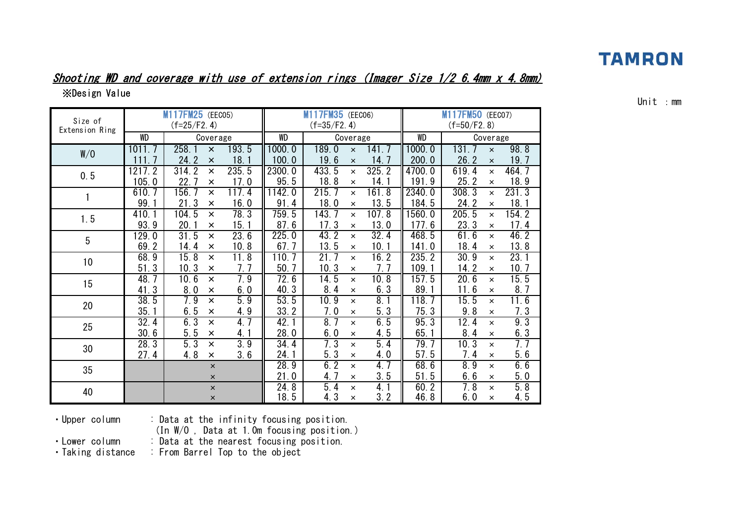TAMRON

## *Shooting WD and coverage with use of extension rings (Imager Size 1/2 6.4mm x 4.8mm)*

※Design Value

Unit ：mm

| Size of Extension Ring | M117FM25 (EEC05) (f=25/F2.4) | | M117FM35 (EEC06) (f=35/F2.4) | | M117FM50 (EEC07) (f=50/F2.8) | |
|---|---|---|---|---|---|---|
| | WD | Coverage | WD | Coverage | WD | Coverage |
| W/O | 1011.7 | 258.1 × 193.5 | 1000.0 | 189.0 × 141.7 | 1000.0 | 131.7 × 98.8 |
| | 111.7 | 24.2 × 18.1 | 100.0 | 19.6 × 14.7 | 200.0 | 26.2 × 19.7 |
| 0.5 | 1217.2 | 314.2 × 235.5 | 2300.0 | 433.5 × 325.2 | 4700.0 | 619.4 × 464.7 |
| | 105.0 | 22.7 × 17.0 | 95.5 | 18.8 × 14.1 | 191.9 | 25.2 × 18.9 |
| 1 | 610.7 | 156.7 × 117.4 | 1142.0 | 215.7 × 161.8 | 2340.0 | 308.3 × 231.3 |
| | 99.1 | 21.3 × 16.0 | 91.4 | 18.0 × 13.5 | 184.5 | 24.2 × 18.1 |
| 1.5 | 410.1 | 104.5 × 78.3 | 759.5 | 143.7 × 107.8 | 1560.0 | 205.5 × 154.2 |
| | 93.9 | 20.1 × 15.1 | 87.6 | 17.3 × 13.0 | 177.6 | 23.3 × 17.4 |
| 5 | 129.0 | 31.5 × 23.6 | 225.0 | 43.2 × 32.4 | 468.5 | 61.6 × 46.2 |
| | 69.2 | 14.4 × 10.8 | 67.7 | 13.5 × 10.1 | 141.0 | 18.4 × 13.8 |
| 10 | 68.9 | 15.8 × 11.8 | 110.7 | 21.7 × 16.2 | 235.2 | 30.9 × 23.1 |
| | 51.3 | 10.3 × 7.7 | 50.7 | 10.3 × 7.7 | 109.1 | 14.2 × 10.7 |
| 15 | 48.7 | 10.6 × 7.9 | 72.6 | 14.5 × 10.8 | 157.5 | 20.6 × 15.5 |
| | 41.3 | 8.0 × 6.0 | 40.3 | 8.4 × 6.3 | 89.1 | 11.6 × 8.7 |
| 20 | 38.5 | 7.9 × 5.9 | 53.5 | 10.9 × 8.1 | 118.7 | 15.5 × 11.6 |
| | 35.1 | 6.5 × 4.9 | 33.2 | 7.0 × 5.3 | 75.3 | 9.8 × 7.3 |
| 25 | 32.4 | 6.3 × 4.7 | 42.1 | 8.7 × 6.5 | 95.3 | 12.4 × 9.3 |
| | 30.6 | 5.5 × 4.1 | 28.0 | 6.0 × 4.5 | 65.1 | 8.4 × 6.3 |
| 30 | 28.3 | 5.3 × 3.9 | 34.4 | 7.3 × 5.4 | 79.7 | 10.3 × 7.7 |
| | 27.4 | 4.8 × 3.6 | 24.1 | 5.3 × 4.0 | 57.5 | 7.4 × 5.6 |
| 35 | | × | 28.9 | 6.2 × 4.7 | 68.6 | 8.9 × 6.6 |
| | | × | 21.0 | 4.7 × 3.5 | 51.5 | 6.6 × 5.0 |
| 40 | | × | 24.8 | 5.4 × 4.1 | 60.2 | 7.8 × 5.8 |
| | | × | 18.5 | 4.3 × 3.2 | 46.8 | 6.0 × 4.5 |

- Upper column : Data at the infinity focusing position.
  (In W/O , Data at 1.0m focusing position.)
- Lower column : Data at the nearest focusing position.
- Taking distance : From Barrel Top to the object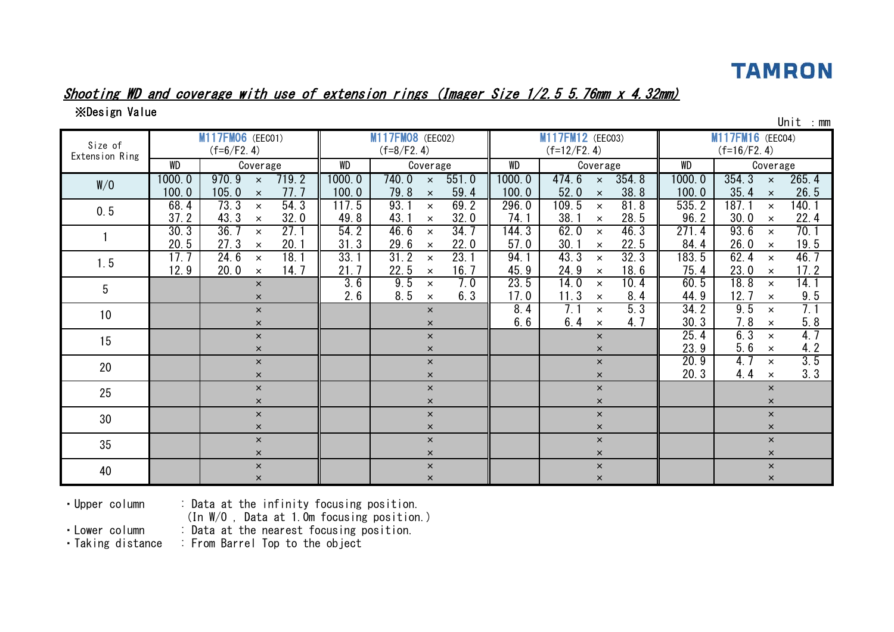**TAMRON**

## *Shooting WD and coverage with use of extension rings (Imager Size 1/2.5 5.76mm x 4.32mm)*

※Design Value

Unit : mm

| Size of Extension Ring | M117FM06 (EEC01) (f=6/F2.4) | | M117FM08 (EEC02) (f=8/F2.4) | | M117FM12 (EEC03) (f=12/F2.4) | | M117FM16 (EEC04) (f=16/F2.4) | |
|---|---|---|---|---|---|---|---|---|
| | WD | Coverage | WD | Coverage | WD | Coverage | WD | Coverage |
| W/O | 1000.0 | 970.9 × 719.2 | 1000.0 | 740.0 × 551.0 | 1000.0 | 474.6 × 354.8 | 1000.0 | 354.3 × 265.4 |
| | 100.0 | 105.0 × 77.7 | 100.0 | 79.8 × 59.4 | 100.0 | 52.0 × 38.8 | 100.0 | 35.4 × 26.5 |
| 0.5 | 68.4 | 73.3 × 54.3 | 117.5 | 93.1 × 69.2 | 296.0 | 109.5 × 81.8 | 535.2 | 187.1 × 140.1 |
| | 37.2 | 43.3 × 32.0 | 49.8 | 43.1 × 32.0 | 74.1 | 38.1 × 28.5 | 96.2 | 30.0 × 22.4 |
| 1 | 30.3 | 36.7 × 27.1 | 54.2 | 46.6 × 34.7 | 144.3 | 62.0 × 46.3 | 271.4 | 93.6 × 70.1 |
| | 20.5 | 27.3 × 20.1 | 31.3 | 29.6 × 22.0 | 57.0 | 30.1 × 22.5 | 84.4 | 26.0 × 19.5 |
| 1.5 | 17.7 | 24.6 × 18.1 | 33.1 | 31.2 × 23.1 | 94.1 | 43.3 × 32.3 | 183.5 | 62.4 × 46.7 |
| | 12.9 | 20.0 × 14.7 | 21.7 | 22.5 × 16.7 | 45.9 | 24.9 × 18.6 | 75.4 | 23.0 × 17.2 |
| 5 | | × | 3.6 | 9.5 × 7.0 | 23.5 | 14.0 × 10.4 | 60.5 | 18.8 × 14.1 |
| | | × | 2.6 | 8.5 × 6.3 | 17.0 | 11.3 × 8.4 | 44.9 | 12.7 × 9.5 |
| 10 | | × | | × | 8.4 | 7.1 × 5.3 | 34.2 | 9.5 × 7.1 |
| | | × | | × | 6.6 | 6.4 × 4.7 | 30.3 | 7.8 × 5.8 |
| 15 | | × | | × | | × | 25.4 | 6.3 × 4.7 |
| | | × | | × | | × | 23.9 | 5.6 × 4.2 |
| 20 | | × | | × | | × | 20.9 | 4.7 × 3.5 |
| | | × | | × | | × | 20.3 | 4.4 × 3.3 |
| 25 | | × | | × | | × | | × |
| | | × | | × | | × | | × |
| 30 | | × | | × | | × | | × |
| | | × | | × | | × | | × |
| 35 | | × | | × | | × | | × |
| | | × | | × | | × | | × |
| 40 | | × | | × | | × | | × |
| | | × | | × | | × | | × |

- Upper column : Data at the infinity focusing position. (In W/O , Data at 1.0m focusing position.)
- Lower column : Data at the nearest focusing position.
- Taking distance : From Barrel Top to the object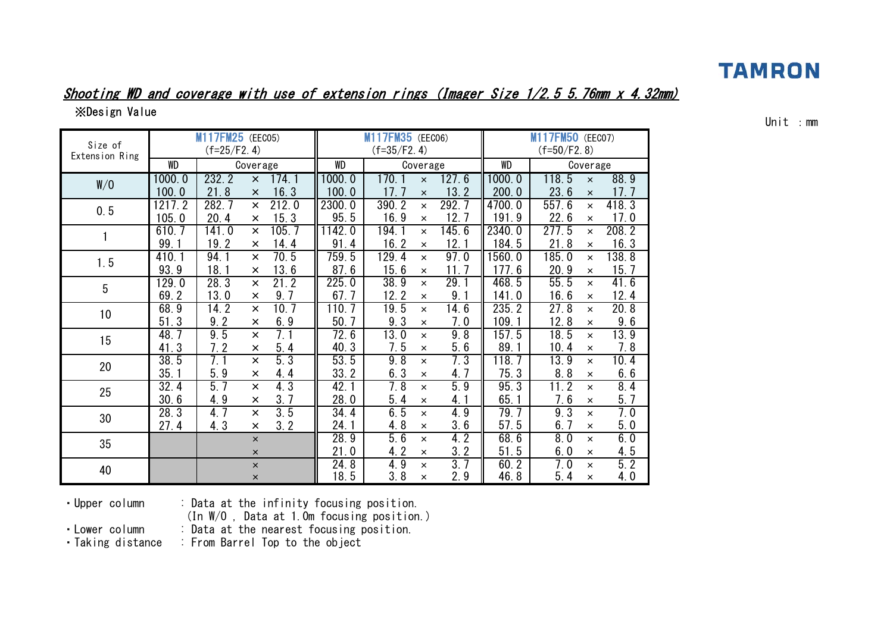TAMRON

## *Shooting WD and coverage with use of extension rings (Imager Size 1/2.5 5.76mm x 4.32mm)*

※Design Value

Unit ：mm

| Size of Extension Ring | M117FM25 (EEC05) (f=25/F2.4) | | | | M117FM35 (EEC06) (f=35/F2.4) | | | | M117FM50 (EEC07) (f=50/F2.8) | | | |
|---|---|---|---|---|---|---|---|---|---|---|---|---|
| | WD | Coverage | | | WD | Coverage | | | WD | Coverage | | |
| W/O | 1000.0 | 232.2 | × | 174.1 | 1000.0 | 170.1 | × | 127.6 | 1000.0 | 118.5 | × | 88.9 |
| | 100.0 | 21.8 | × | 16.3 | 100.0 | 17.7 | × | 13.2 | 200.0 | 23.6 | × | 17.7 |
| 0.5 | 1217.2 | 282.7 | × | 212.0 | 2300.0 | 390.2 | × | 292.7 | 4700.0 | 557.6 | × | 418.3 |
| | 105.0 | 20.4 | × | 15.3 | 95.5 | 16.9 | × | 12.7 | 191.9 | 22.6 | × | 17.0 |
| 1 | 610.7 | 141.0 | × | 105.7 | 1142.0 | 194.1 | × | 145.6 | 2340.0 | 277.5 | × | 208.2 |
| | 99.1 | 19.2 | × | 14.4 | 91.4 | 16.2 | × | 12.1 | 184.5 | 21.8 | × | 16.3 |
| 1.5 | 410.1 | 94.1 | × | 70.5 | 759.5 | 129.4 | × | 97.0 | 1560.0 | 185.0 | × | 138.8 |
| | 93.9 | 18.1 | × | 13.6 | 87.6 | 15.6 | × | 11.7 | 177.6 | 20.9 | × | 15.7 |
| 5 | 129.0 | 28.3 | × | 21.2 | 225.0 | 38.9 | × | 29.1 | 468.5 | 55.5 | × | 41.6 |
| | 69.2 | 13.0 | × | 9.7 | 67.7 | 12.2 | × | 9.1 | 141.0 | 16.6 | × | 12.4 |
| 10 | 68.9 | 14.2 | × | 10.7 | 110.7 | 19.5 | × | 14.6 | 235.2 | 27.8 | × | 20.8 |
| | 51.3 | 9.2 | × | 6.9 | 50.7 | 9.3 | × | 7.0 | 109.1 | 12.8 | × | 9.6 |
| 15 | 48.7 | 9.5 | × | 7.1 | 72.6 | 13.0 | × | 9.8 | 157.5 | 18.5 | × | 13.9 |
| | 41.3 | 7.2 | × | 5.4 | 40.3 | 7.5 | × | 5.6 | 89.1 | 10.4 | × | 7.8 |
| 20 | 38.5 | 7.1 | × | 5.3 | 53.5 | 9.8 | × | 7.3 | 118.7 | 13.9 | × | 10.4 |
| | 35.1 | 5.9 | × | 4.4 | 33.2 | 6.3 | × | 4.7 | 75.3 | 8.8 | × | 6.6 |
| 25 | 32.4 | 5.7 | × | 4.3 | 42.1 | 7.8 | × | 5.9 | 95.3 | 11.2 | × | 8.4 |
| | 30.6 | 4.9 | × | 3.7 | 28.0 | 5.4 | × | 4.1 | 65.1 | 7.6 | × | 5.7 |
| 30 | 28.3 | 4.7 | × | 3.5 | 34.4 | 6.5 | × | 4.9 | 79.7 | 9.3 | × | 7.0 |
| | 27.4 | 4.3 | × | 3.2 | 24.1 | 4.8 | × | 3.6 | 57.5 | 6.7 | × | 5.0 |
| 35 | | | × | | 28.9 | 5.6 | × | 4.2 | 68.6 | 8.0 | × | 6.0 |
| | | | × | | 21.0 | 4.2 | × | 3.2 | 51.5 | 6.0 | × | 4.5 |
| 40 | | | × | | 24.8 | 4.9 | × | 3.7 | 60.2 | 7.0 | × | 5.2 |
| | | | × | | 18.5 | 3.8 | × | 2.9 | 46.8 | 5.4 | × | 4.0 |

- Upper column : Data at the infinity focusing position. (In W/O , Data at 1.0m focusing position.)
- Lower column : Data at the nearest focusing position.
- Taking distance : From Barrel Top to the object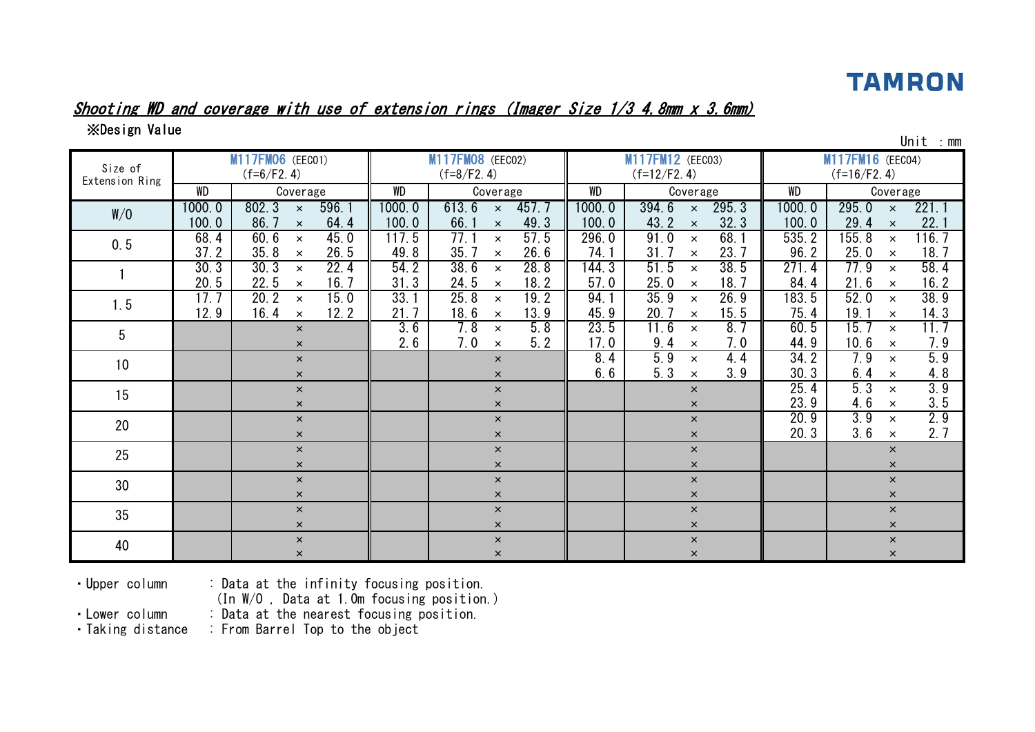TAMRON

## *Shooting WD and coverage with use of extension rings (Imager Size 1/3 4.8mm x 3.6mm)*

※Design Value

Unit : mm

| Size of Extension Ring | M117FM06 (EEC01) (f=6/F2.4) | | M117FM08 (EEC02) (f=8/F2.4) | | M117FM12 (EEC03) (f=12/F2.4) | | M117FM16 (EEC04) (f=16/F2.4) | |
|---|---|---|---|---|---|---|---|---|
| | WD | Coverage | WD | Coverage | WD | Coverage | WD | Coverage |
| W/0 | 1000.0 | 802.3 × 596.1 | 1000.0 | 613.6 × 457.7 | 1000.0 | 394.6 × 295.3 | 1000.0 | 295.0 × 221.1 |
| | 100.0 | 86.7 × 64.4 | 100.0 | 66.1 × 49.3 | 100.0 | 43.2 × 32.3 | 100.0 | 29.4 × 22.1 |
| 0.5 | 68.4 | 60.6 × 45.0 | 117.5 | 77.1 × 57.5 | 296.0 | 91.0 × 68.1 | 535.2 | 155.8 × 116.7 |
| | 37.2 | 35.8 × 26.5 | 49.8 | 35.7 × 26.6 | 74.1 | 31.7 × 23.7 | 96.2 | 25.0 × 18.7 |
| 1 | 30.3 | 30.3 × 22.4 | 54.2 | 38.6 × 28.8 | 144.3 | 51.5 × 38.5 | 271.4 | 77.9 × 58.4 |
| | 20.5 | 22.5 × 16.7 | 31.3 | 24.5 × 18.2 | 57.0 | 25.0 × 18.7 | 84.4 | 21.6 × 16.2 |
| 1.5 | 17.7 | 20.2 × 15.0 | 33.1 | 25.8 × 19.2 | 94.1 | 35.9 × 26.9 | 183.5 | 52.0 × 38.9 |
| | 12.9 | 16.4 × 12.2 | 21.7 | 18.6 × 13.9 | 45.9 | 20.7 × 15.5 | 75.4 | 19.1 × 14.3 |
| 5 | | × | 3.6 | 7.8 × 5.8 | 23.5 | 11.6 × 8.7 | 60.5 | 15.7 × 11.7 |
| | | × | 2.6 | 7.0 × 5.2 | 17.0 | 9.4 × 7.0 | 44.9 | 10.6 × 7.9 |
| 10 | | × | | × | 8.4 | 5.9 × 4.4 | 34.2 | 7.9 × 5.9 |
| | | × | | × | 6.6 | 5.3 × 3.9 | 30.3 | 6.4 × 4.8 |
| 15 | | × | | × | | × | 25.4 | 5.3 × 3.9 |
| | | × | | × | | × | 23.9 | 4.6 × 3.5 |
| 20 | | × | | × | | × | 20.9 | 3.9 × 2.9 |
| | | × | | × | | × | 20.3 | 3.6 × 2.7 |
| 25 | | × | | × | | × | | × |
| | | × | | × | | × | | × |
| 30 | | × | | × | | × | | × |
| | | × | | × | | × | | × |
| 35 | | × | | × | | × | | × |
| | | × | | × | | × | | × |
| 40 | | × | | × | | × | | × |
| | | × | | × | | × | | × |

- Upper column : Data at the infinity focusing position.
  (In W/0 , Data at 1.0m focusing position.)
- Lower column : Data at the nearest focusing position.
- Taking distance : From Barrel Top to the object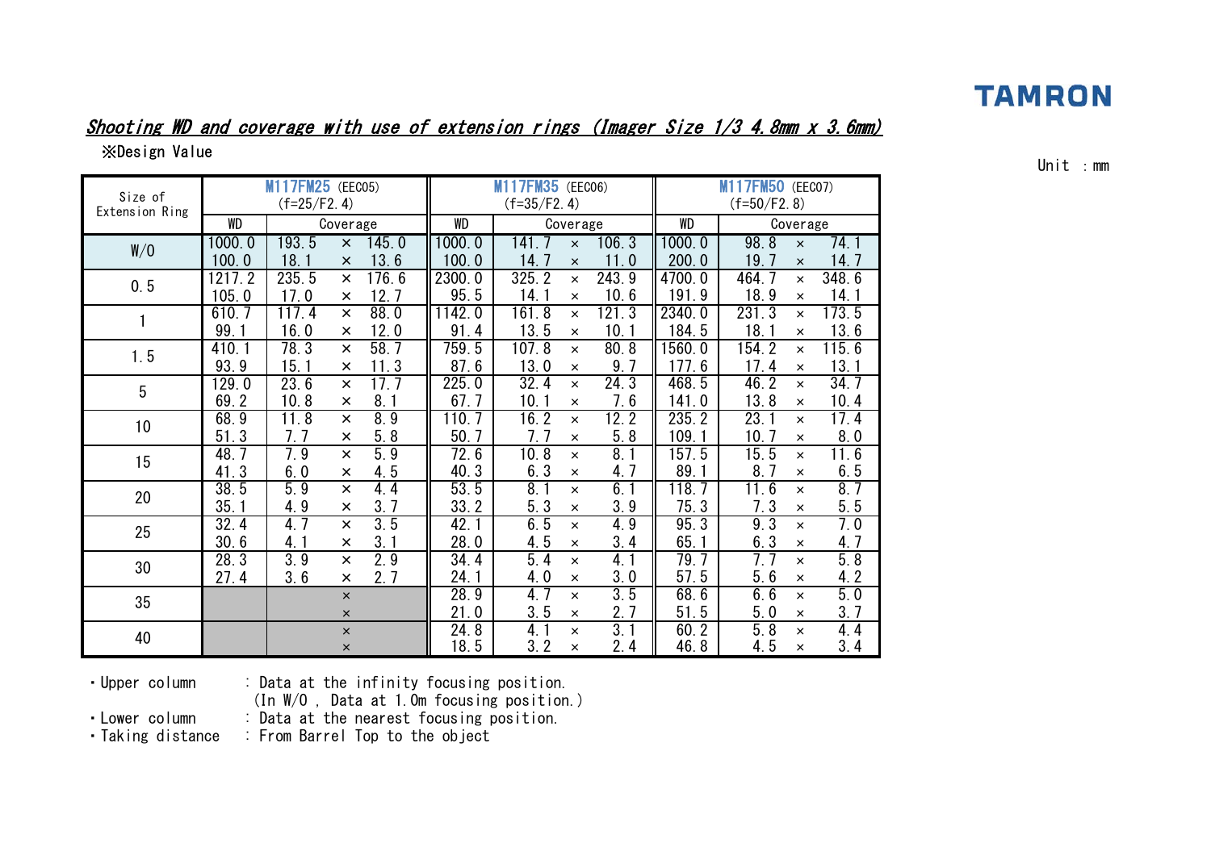TAMRON

## *Shooting WD and coverage with use of extension rings (Imager Size 1/3 4.8mm x 3.6mm)*

※Design Value

Unit ：mm

| Size of Extension Ring | M117FM25 (EEC05) (f=25/F2.4) | | | M117FM35 (EEC06) (f=35/F2.4) | | | M117FM50 (EEC07) (f=50/F2.8) | | |
|---|---|---|---|---|---|---|---|---|---|
| | WD | Coverage | | WD | Coverage | | WD | Coverage | |
| W/O | 1000.0 | 193.5 × | 145.0 | 1000.0 | 141.7 × | 106.3 | 1000.0 | 98.8 × | 74.1 |
| | 100.0 | 18.1 × | 13.6 | 100.0 | 14.7 × | 11.0 | 200.0 | 19.7 × | 14.7 |
| 0.5 | 1217.2 | 235.5 × | 176.6 | 2300.0 | 325.2 × | 243.9 | 4700.0 | 464.7 × | 348.6 |
| | 105.0 | 17.0 × | 12.7 | 95.5 | 14.1 × | 10.6 | 191.9 | 18.9 × | 14.1 |
| 1 | 610.7 | 117.4 × | 88.0 | 1142.0 | 161.8 × | 121.3 | 2340.0 | 231.3 × | 173.5 |
| | 99.1 | 16.0 × | 12.0 | 91.4 | 13.5 × | 10.1 | 184.5 | 18.1 × | 13.6 |
| 1.5 | 410.1 | 78.3 × | 58.7 | 759.5 | 107.8 × | 80.8 | 1560.0 | 154.2 × | 115.6 |
| | 93.9 | 15.1 × | 11.3 | 87.6 | 13.0 × | 9.7 | 177.6 | 17.4 × | 13.1 |
| 5 | 129.0 | 23.6 × | 17.7 | 225.0 | 32.4 × | 24.3 | 468.5 | 46.2 × | 34.7 |
| | 69.2 | 10.8 × | 8.1 | 67.7 | 10.1 × | 7.6 | 141.0 | 13.8 × | 10.4 |
| 10 | 68.9 | 11.8 × | 8.9 | 110.7 | 16.2 × | 12.2 | 235.2 | 23.1 × | 17.4 |
| | 51.3 | 7.7 × | 5.8 | 50.7 | 7.7 × | 5.8 | 109.1 | 10.7 × | 8.0 |
| 15 | 48.7 | 7.9 × | 5.9 | 72.6 | 10.8 × | 8.1 | 157.5 | 15.5 × | 11.6 |
| | 41.3 | 6.0 × | 4.5 | 40.3 | 6.3 × | 4.7 | 89.1 | 8.7 × | 6.5 |
| 20 | 38.5 | 5.9 × | 4.4 | 53.5 | 8.1 × | 6.1 | 118.7 | 11.6 × | 8.7 |
| | 35.1 | 4.9 × | 3.7 | 33.2 | 5.3 × | 3.9 | 75.3 | 7.3 × | 5.5 |
| 25 | 32.4 | 4.7 × | 3.5 | 42.1 | 6.5 × | 4.9 | 95.3 | 9.3 × | 7.0 |
| | 30.6 | 4.1 × | 3.1 | 28.0 | 4.5 × | 3.4 | 65.1 | 6.3 × | 4.7 |
| 30 | 28.3 | 3.9 × | 2.9 | 34.4 | 5.4 × | 4.1 | 79.7 | 7.7 × | 5.8 |
| | 27.4 | 3.6 × | 2.7 | 24.1 | 4.0 × | 3.0 | 57.5 | 5.6 × | 4.2 |
| 35 | | × | | 28.9 | 4.7 × | 3.5 | 68.6 | 6.6 × | 5.0 |
| | | × | | 21.0 | 3.5 × | 2.7 | 51.5 | 5.0 × | 3.7 |
| 40 | | × | | 24.8 | 4.1 × | 3.1 | 60.2 | 5.8 × | 4.4 |
| | | × | | 18.5 | 3.2 × | 2.4 | 46.8 | 4.5 × | 3.4 |

- Upper column : Data at the infinity focusing position. (In W/O , Data at 1.0m focusing position.)
- Lower column : Data at the nearest focusing position.
- Taking distance : From Barrel Top to the object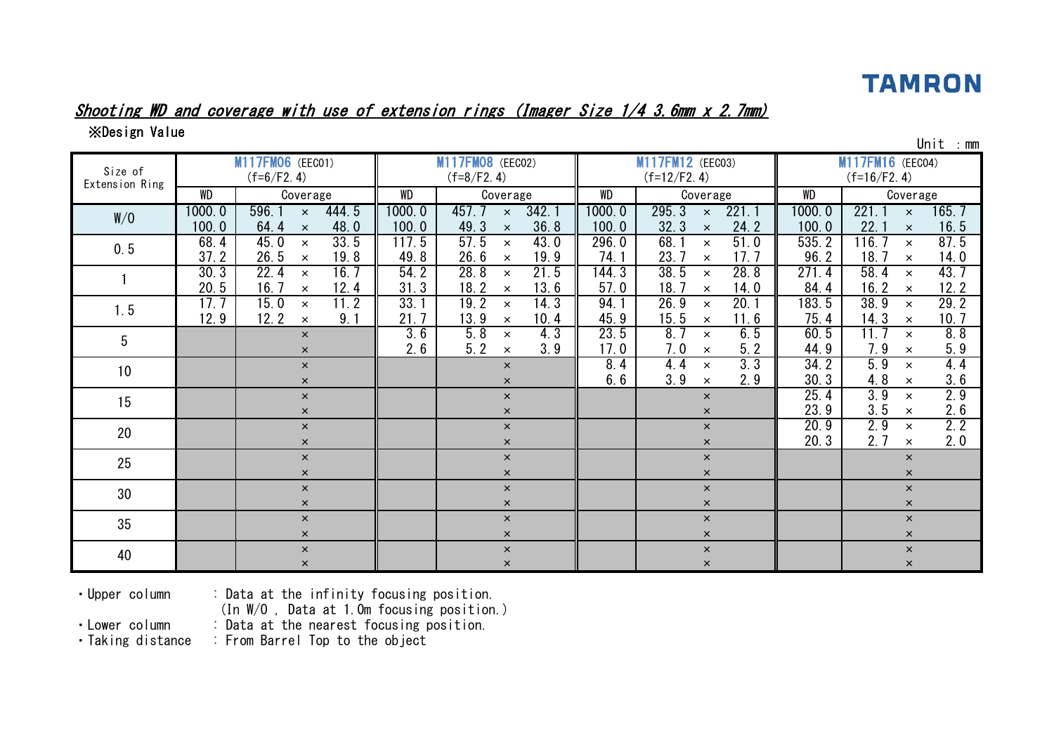TAMRON

## *Shooting WD and coverage with use of extension rings (Imager Size 1/4 3.6mm x 2.7mm)*

※Design Value

Unit : mm

| Size of Extension Ring | M117FM06 (EEC01) (f=6/F2.4) | | M117FM08 (EEC02) (f=8/F2.4) | | M117FM12 (EEC03) (f=12/F2.4) | | M117FM16 (EEC04) (f=16/F2.4) | |
|---|---|---|---|---|---|---|---|---|
| | WD | Coverage | WD | Coverage | WD | Coverage | WD | Coverage |
| W/O | 1000.0 | 596.1 × 444.5 | 1000.0 | 457.7 × 342.1 | 1000.0 | 295.3 × 221.1 | 1000.0 | 221.1 × 165.7 |
| | 100.0 | 64.4 × 48.0 | 100.0 | 49.3 × 36.8 | 100.0 | 32.3 × 24.2 | 100.0 | 22.1 × 16.5 |
| 0.5 | 68.4 | 45.0 × 33.5 | 117.5 | 57.5 × 43.0 | 296.0 | 68.1 × 51.0 | 535.2 | 116.7 × 87.5 |
| | 37.2 | 26.5 × 19.8 | 49.8 | 26.6 × 19.9 | 74.1 | 23.7 × 17.7 | 96.2 | 18.7 × 14.0 |
| 1 | 30.3 | 22.4 × 16.7 | 54.2 | 28.8 × 21.5 | 144.3 | 38.5 × 28.8 | 271.4 | 58.4 × 43.7 |
| | 20.5 | 16.7 × 12.4 | 31.3 | 18.2 × 13.6 | 57.0 | 18.7 × 14.0 | 84.4 | 16.2 × 12.2 |
| 1.5 | 17.7 | 15.0 × 11.2 | 33.1 | 19.2 × 14.3 | 94.1 | 26.9 × 20.1 | 183.5 | 38.9 × 29.2 |
| | 12.9 | 12.2 × 9.1 | 21.7 | 13.9 × 10.4 | 45.9 | 15.5 × 11.6 | 75.4 | 14.3 × 10.7 |
| 5 | | × | 3.6 | 5.8 × 4.3 | 23.5 | 8.7 × 6.5 | 60.5 | 11.7 × 8.8 |
| | | × | 2.6 | 5.2 × 3.9 | 17.0 | 7.0 × 5.2 | 44.9 | 7.9 × 5.9 |
| 10 | | × | | × | 8.4 | 4.4 × 3.3 | 34.2 | 5.9 × 4.4 |
| | | × | | × | 6.6 | 3.9 × 2.9 | 30.3 | 4.8 × 3.6 |
| 15 | | × | | × | | × | 25.4 | 3.9 × 2.9 |
| | | × | | × | | × | 23.9 | 3.5 × 2.6 |
| 20 | | × | | × | | × | 20.9 | 2.9 × 2.2 |
| | | × | | × | | × | 20.3 | 2.7 × 2.0 |
| 25 | | × | | × | | × | | × |
| | | × | | × | | × | | × |
| 30 | | × | | × | | × | | × |
| | | × | | × | | × | | × |
| 35 | | × | | × | | × | | × |
| | | × | | × | | × | | × |
| 40 | | × | | × | | × | | × |
| | | × | | × | | × | | × |

- Upper column : Data at the infinity focusing position. (In W/O , Data at 1.0m focusing position.)
- Lower column : Data at the nearest focusing position.
- Taking distance : From Barrel Top to the object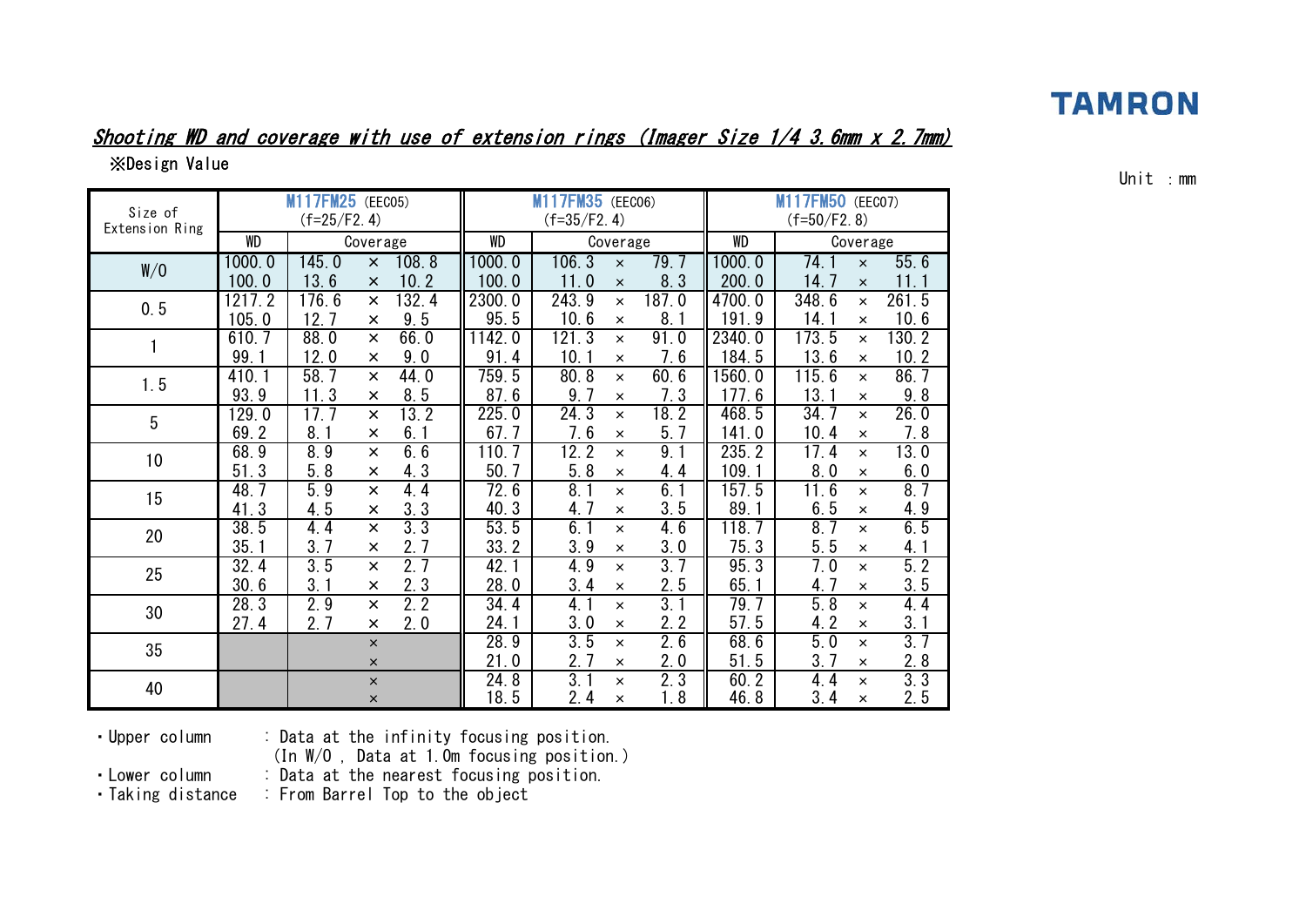TAMRON

## *Shooting WD and coverage with use of extension rings (Imager Size 1/4 3.6mm x 2.7mm)*

※Design Value

Unit ：mm

| Size of Extension Ring | M117FM25 (EEC05) (f=25/F2.4) |  | M117FM35 (EEC06) (f=35/F2.4) |  | M117FM50 (EEC07) (f=50/F2.8) |  |
|---|---|---|---|---|---|---|
|  | WD | Coverage | WD | Coverage | WD | Coverage |
| W/O | 1000.0 | 145.0 × 108.8 | 1000.0 | 106.3 × 79.7 | 1000.0 | 74.1 × 55.6 |
|  | 100.0 | 13.6 × 10.2 | 100.0 | 11.0 × 8.3 | 200.0 | 14.7 × 11.1 |
| 0.5 | 1217.2 | 176.6 × 132.4 | 2300.0 | 243.9 × 187.0 | 4700.0 | 348.6 × 261.5 |
|  | 105.0 | 12.7 × 9.5 | 95.5 | 10.6 × 8.1 | 191.9 | 14.1 × 10.6 |
| 1 | 610.7 | 88.0 × 66.0 | 1142.0 | 121.3 × 91.0 | 2340.0 | 173.5 × 130.2 |
|  | 99.1 | 12.0 × 9.0 | 91.4 | 10.1 × 7.6 | 184.5 | 13.6 × 10.2 |
| 1.5 | 410.1 | 58.7 × 44.0 | 759.5 | 80.8 × 60.6 | 1560.0 | 115.6 × 86.7 |
|  | 93.9 | 11.3 × 8.5 | 87.6 | 9.7 × 7.3 | 177.6 | 13.1 × 9.8 |
| 5 | 129.0 | 17.7 × 13.2 | 225.0 | 24.3 × 18.2 | 468.5 | 34.7 × 26.0 |
|  | 69.2 | 8.1 × 6.1 | 67.7 | 7.6 × 5.7 | 141.0 | 10.4 × 7.8 |
| 10 | 68.9 | 8.9 × 6.6 | 110.7 | 12.2 × 9.1 | 235.2 | 17.4 × 13.0 |
|  | 51.3 | 5.8 × 4.3 | 50.7 | 5.8 × 4.4 | 109.1 | 8.0 × 6.0 |
| 15 | 48.7 | 5.9 × 4.4 | 72.6 | 8.1 × 6.1 | 157.5 | 11.6 × 8.7 |
|  | 41.3 | 4.5 × 3.3 | 40.3 | 4.7 × 3.5 | 89.1 | 6.5 × 4.9 |
| 20 | 38.5 | 4.4 × 3.3 | 53.5 | 6.1 × 4.6 | 118.7 | 8.7 × 6.5 |
|  | 35.1 | 3.7 × 2.7 | 33.2 | 3.9 × 3.0 | 75.3 | 5.5 × 4.1 |
| 25 | 32.4 | 3.5 × 2.7 | 42.1 | 4.9 × 3.7 | 95.3 | 7.0 × 5.2 |
|  | 30.6 | 3.1 × 2.3 | 28.0 | 3.4 × 2.5 | 65.1 | 4.7 × 3.5 |
| 30 | 28.3 | 2.9 × 2.2 | 34.4 | 4.1 × 3.1 | 79.7 | 5.8 × 4.4 |
|  | 27.4 | 2.7 × 2.0 | 24.1 | 3.0 × 2.2 | 57.5 | 4.2 × 3.1 |
| 35 |  | × | 28.9 | 3.5 × 2.6 | 68.6 | 5.0 × 3.7 |
|  |  | × | 21.0 | 2.7 × 2.0 | 51.5 | 3.7 × 2.8 |
| 40 |  | × | 24.8 | 3.1 × 2.3 | 60.2 | 4.4 × 3.3 |
|  |  | × | 18.5 | 2.4 × 1.8 | 46.8 | 3.4 × 2.5 |

- Upper column ： Data at the infinity focusing position.
  (In W/0 , Data at 1.0m focusing position.)
- Lower column ： Data at the nearest focusing position.
- Taking distance ： From Barrel Top to the object